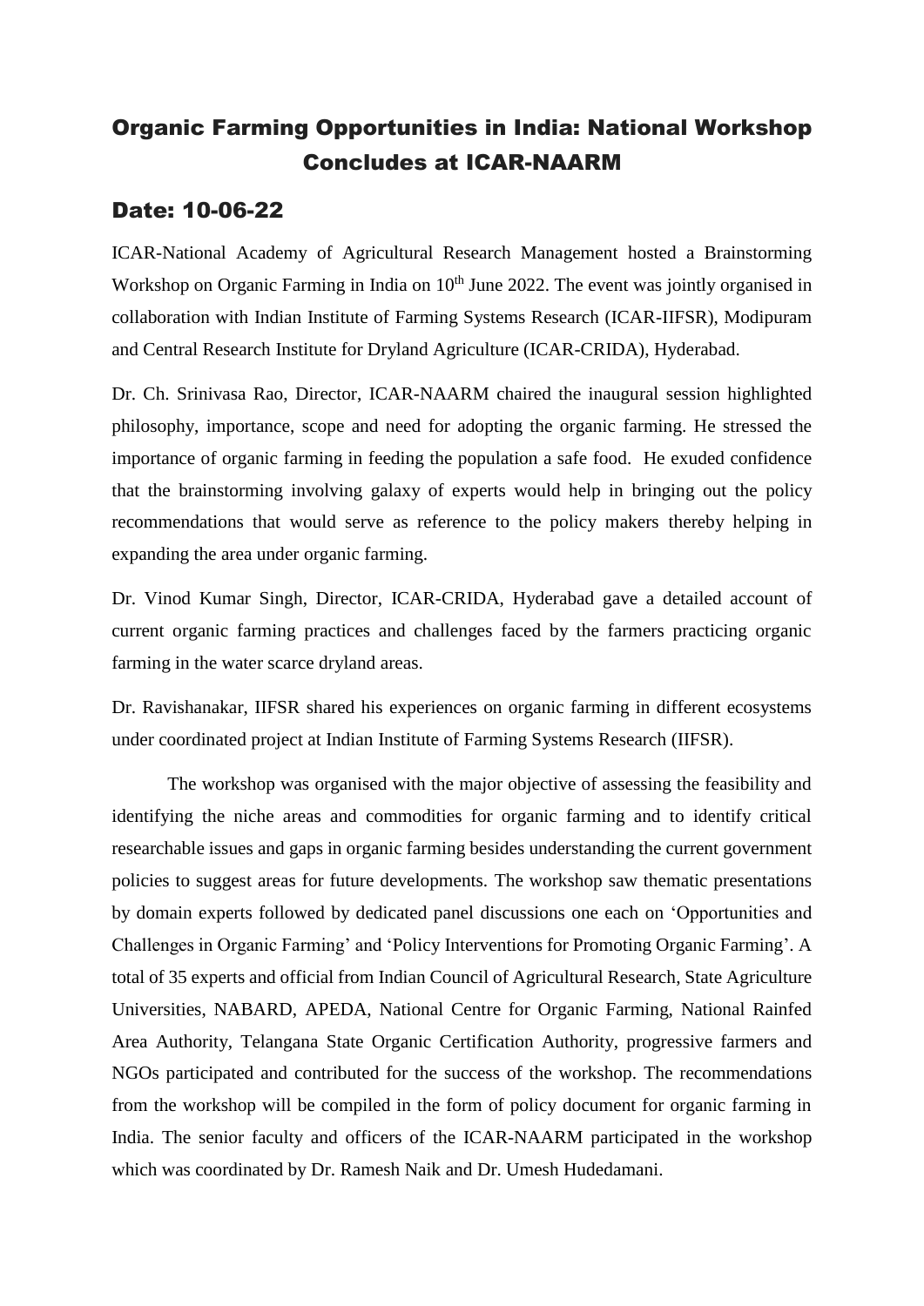# Organic Farming Opportunities in India: National Workshop Concludes at ICAR-NAARM

## Date: 10-06-22

ICAR-National Academy of Agricultural Research Management hosted a Brainstorming Workshop on Organic Farming in India on 10th June 2022. The event was jointly organised in collaboration with Indian Institute of Farming Systems Research (ICAR-IIFSR), Modipuram and Central Research Institute for Dryland Agriculture (ICAR-CRIDA), Hyderabad.

Dr. Ch. Srinivasa Rao, Director, ICAR-NAARM chaired the inaugural session highlighted philosophy, importance, scope and need for adopting the organic farming. He stressed the importance of organic farming in feeding the population a safe food. He exuded confidence that the brainstorming involving galaxy of experts would help in bringing out the policy recommendations that would serve as reference to the policy makers thereby helping in expanding the area under organic farming.

Dr. Vinod Kumar Singh, Director, ICAR-CRIDA, Hyderabad gave a detailed account of current organic farming practices and challenges faced by the farmers practicing organic farming in the water scarce dryland areas.

Dr. Ravishanakar, IIFSR shared his experiences on organic farming in different ecosystems under coordinated project at Indian Institute of Farming Systems Research (IIFSR).

The workshop was organised with the major objective of assessing the feasibility and identifying the niche areas and commodities for organic farming and to identify critical researchable issues and gaps in organic farming besides understanding the current government policies to suggest areas for future developments. The workshop saw thematic presentations by domain experts followed by dedicated panel discussions one each on 'Opportunities and Challenges in Organic Farming' and 'Policy Interventions for Promoting Organic Farming'. A total of 35 experts and official from Indian Council of Agricultural Research, State Agriculture Universities, NABARD, APEDA, National Centre for Organic Farming, National Rainfed Area Authority, Telangana State Organic Certification Authority, progressive farmers and NGOs participated and contributed for the success of the workshop. The recommendations from the workshop will be compiled in the form of policy document for organic farming in India. The senior faculty and officers of the ICAR-NAARM participated in the workshop which was coordinated by Dr. Ramesh Naik and Dr. Umesh Hudedamani.